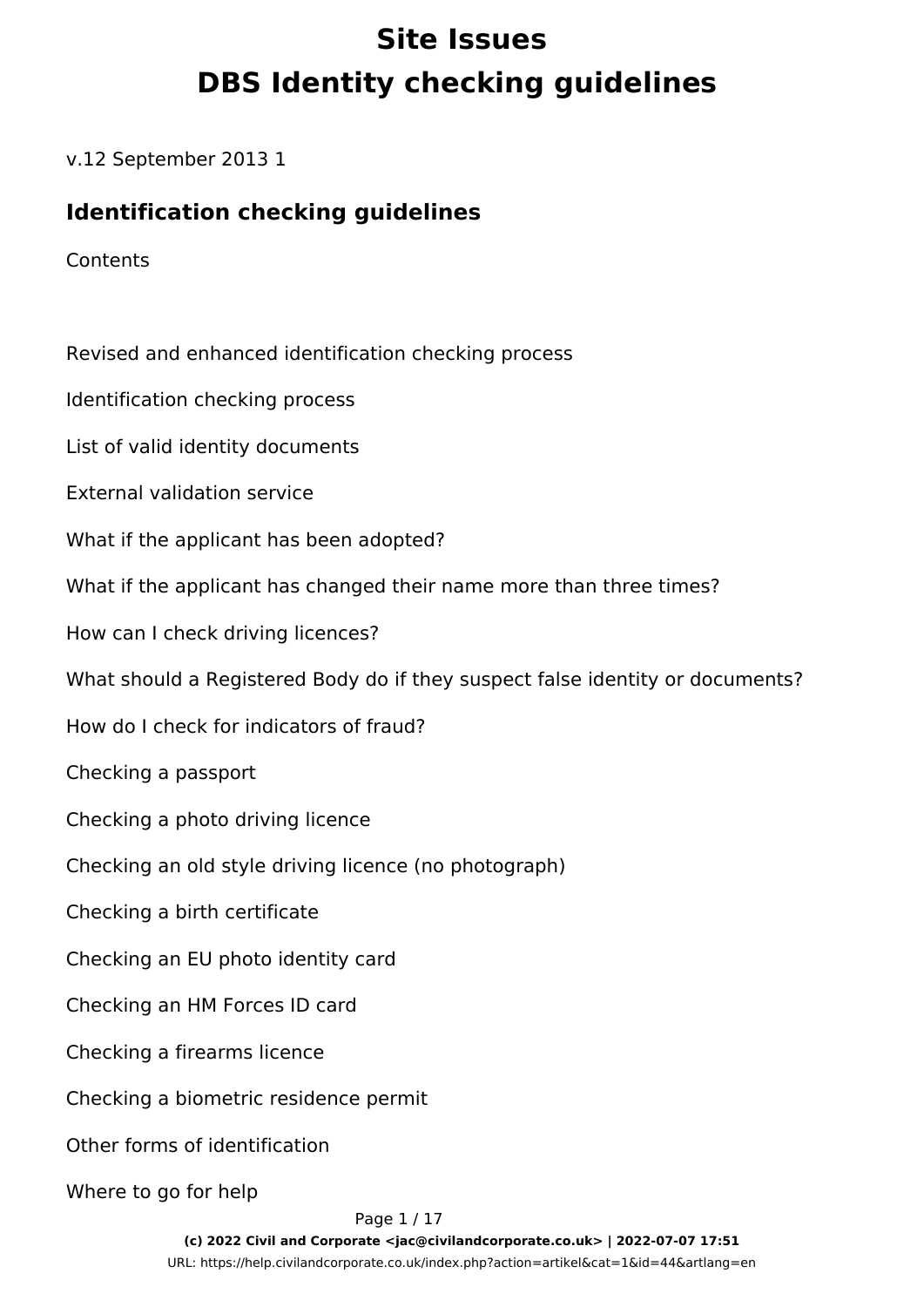# Site Issues
# DBS Identity checking guidelines

v.12 September 2013 1

## Identification checking guidelines

Contents

Revised and enhanced identification checking process

Identification checking process

List of valid identity documents

External validation service

What if the applicant has been adopted?

What if the applicant has changed their name more than three times?

How can I check driving licences?

What should a Registered Body do if they suspect false identity or documents?

How do I check for indicators of fraud?

Checking a passport

Checking a photo driving licence

Checking an old style driving licence (no photograph)

Checking a birth certificate

Checking an EU photo identity card

Checking an HM Forces ID card

Checking a firearms licence

Checking a biometric residence permit

Other forms of identification

Where to go for help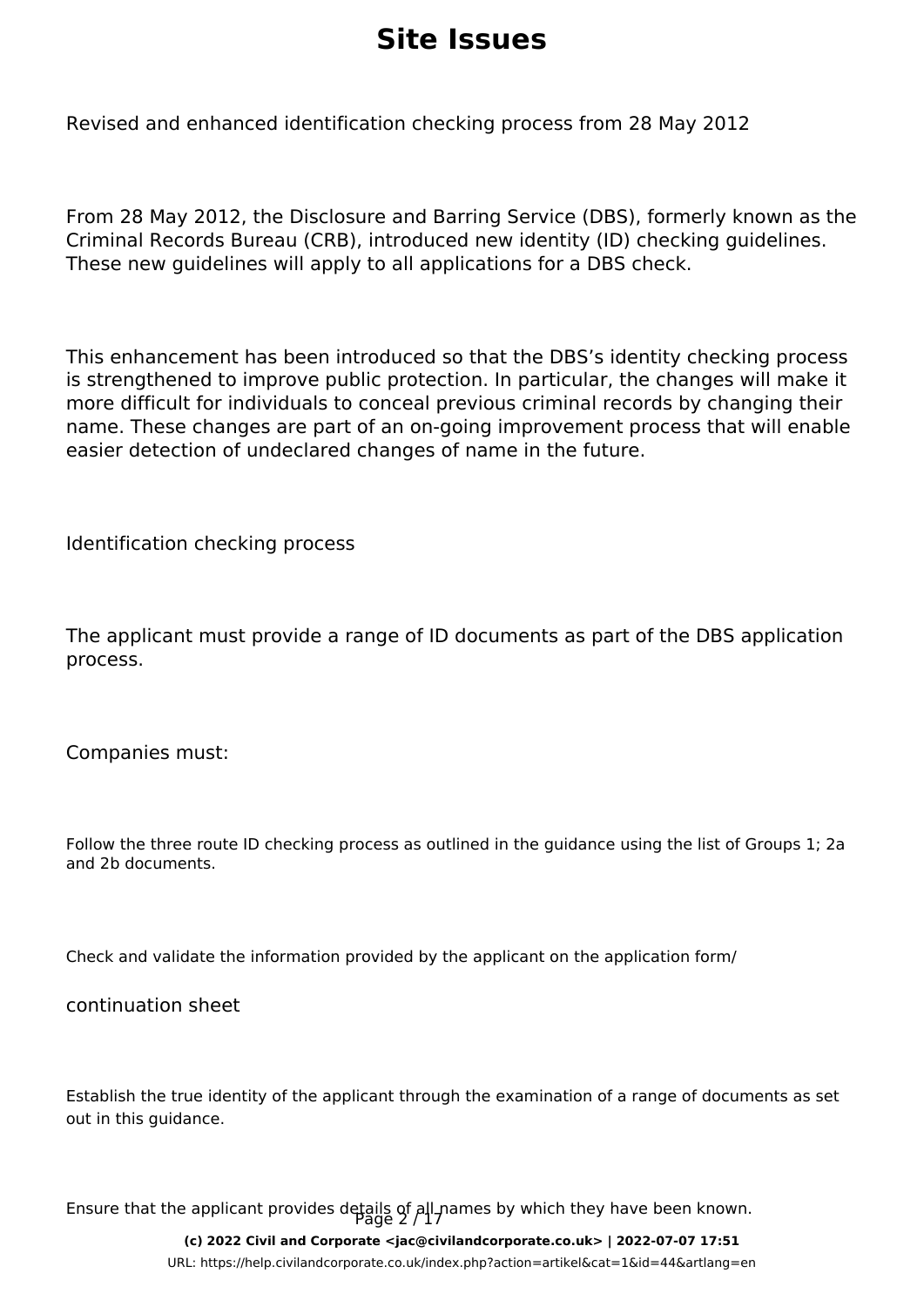# Site Issues

Revised and enhanced identification checking process from 28 May 2012

From 28 May 2012, the Disclosure and Barring Service (DBS), formerly known as the Criminal Records Bureau (CRB), introduced new identity (ID) checking guidelines. These new guidelines will apply to all applications for a DBS check.

This enhancement has been introduced so that the DBS's identity checking process is strengthened to improve public protection. In particular, the changes will make it more difficult for individuals to conceal previous criminal records by changing their name. These changes are part of an on-going improvement process that will enable easier detection of undeclared changes of name in the future.

Identification checking process

The applicant must provide a range of ID documents as part of the DBS application process.

Companies must:

Follow the three route ID checking process as outlined in the guidance using the list of Groups 1; 2a and 2b documents.

Check and validate the information provided by the applicant on the application form/

continuation sheet

Establish the true identity of the applicant through the examination of a range of documents as set out in this guidance.

Ensure that the applicant provides details of all names by which they have been known.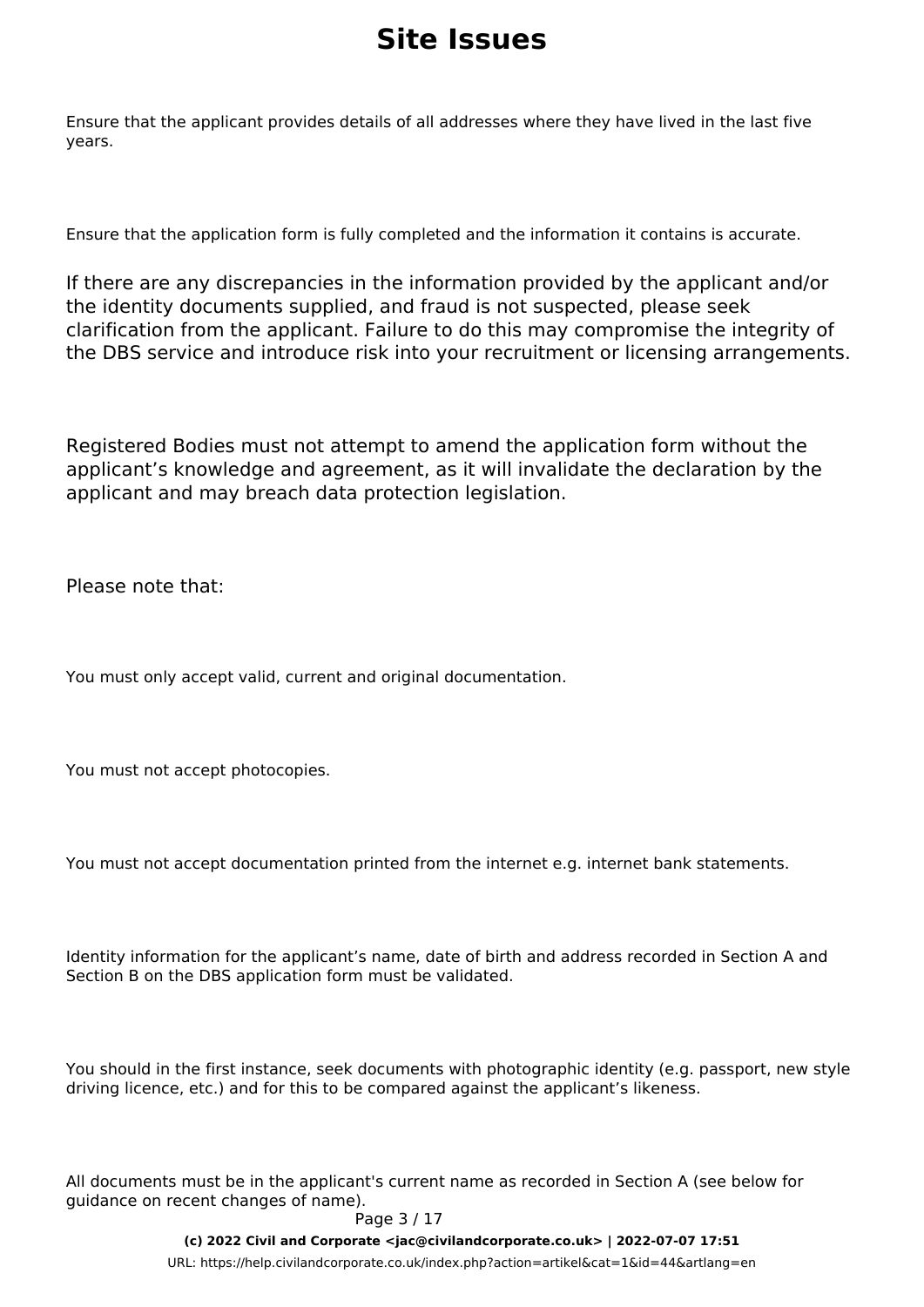# Site Issues

Ensure that the applicant provides details of all addresses where they have lived in the last five years.

Ensure that the application form is fully completed and the information it contains is accurate.

If there are any discrepancies in the information provided by the applicant and/or the identity documents supplied, and fraud is not suspected, please seek clarification from the applicant. Failure to do this may compromise the integrity of the DBS service and introduce risk into your recruitment or licensing arrangements.

Registered Bodies must not attempt to amend the application form without the applicant's knowledge and agreement, as it will invalidate the declaration by the applicant and may breach data protection legislation.

Please note that:

You must only accept valid, current and original documentation.

You must not accept photocopies.

You must not accept documentation printed from the internet e.g. internet bank statements.

Identity information for the applicant's name, date of birth and address recorded in Section A and Section B on the DBS application form must be validated.

You should in the first instance, seek documents with photographic identity (e.g. passport, new style driving licence, etc.) and for this to be compared against the applicant's likeness.

All documents must be in the applicant's current name as recorded in Section A (see below for guidance on recent changes of name).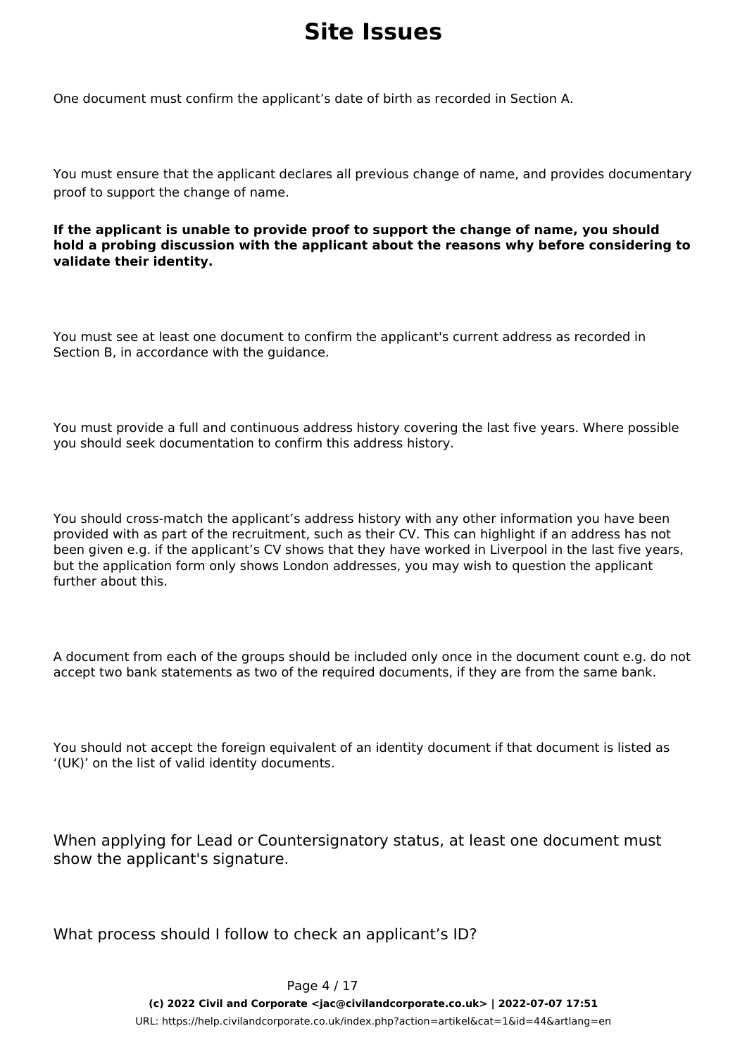One document must confirm the applicant's date of birth as recorded in Section A.

You must ensure that the applicant declares all previous change of name, and provides documentary proof to support the change of name.

**If the applicant is unable to provide proof to support the change of name, you should hold a probing discussion with the applicant about the reasons why before considering to validate their identity.**

You must see at least one document to confirm the applicant's current address as recorded in Section B, in accordance with the guidance.

You must provide a full and continuous address history covering the last five years. Where possible you should seek documentation to confirm this address history.

You should cross-match the applicant's address history with any other information you have been provided with as part of the recruitment, such as their CV. This can highlight if an address has not been given e.g. if the applicant's CV shows that they have worked in Liverpool in the last five years, but the application form only shows London addresses, you may wish to question the applicant further about this.

A document from each of the groups should be included only once in the document count e.g. do not accept two bank statements as two of the required documents, if they are from the same bank.

You should not accept the foreign equivalent of an identity document if that document is listed as '(UK)' on the list of valid identity documents.

When applying for Lead or Countersignatory status, at least one document must show the applicant's signature.

What process should I follow to check an applicant's ID?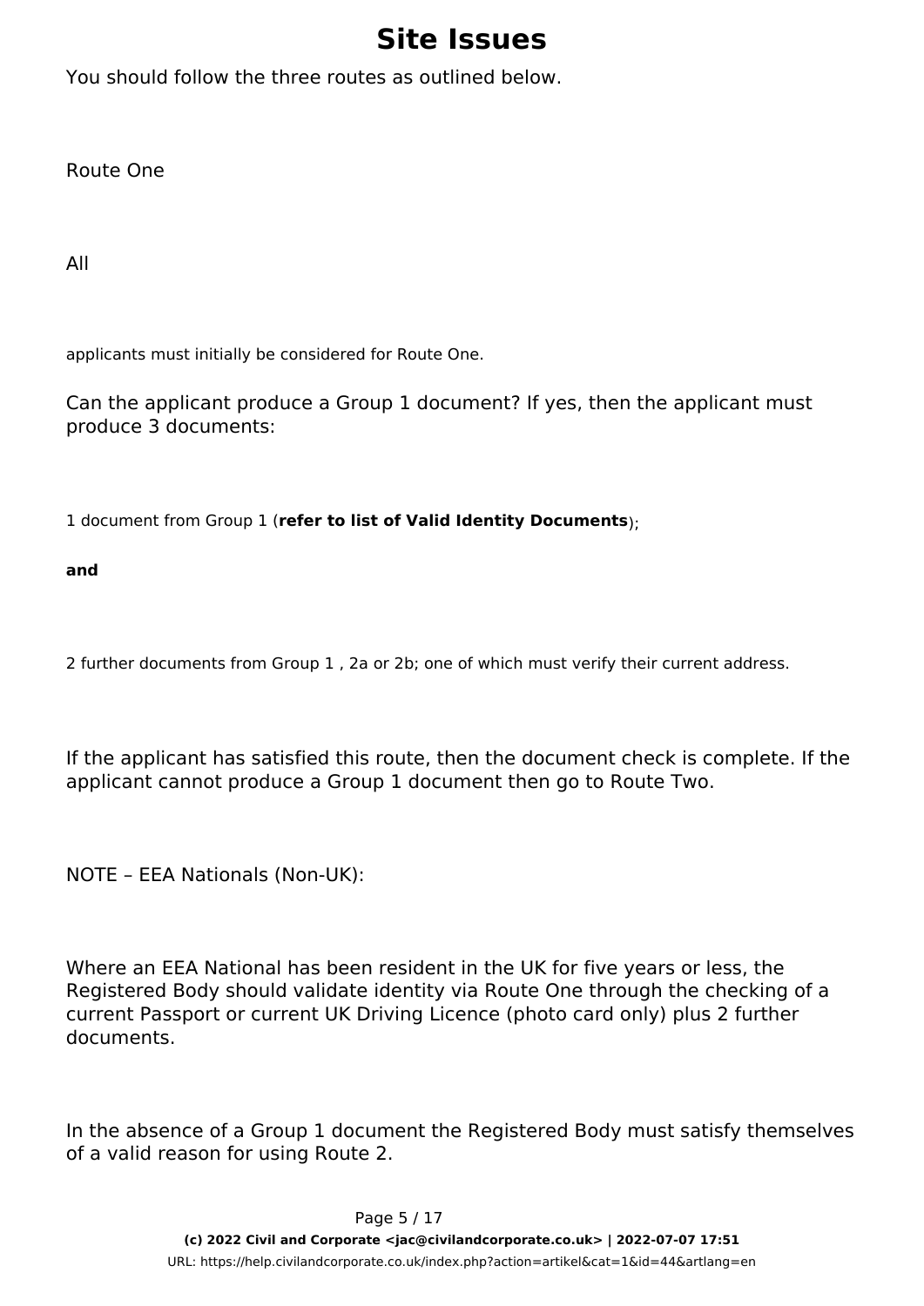# Site Issues

You should follow the three routes as outlined below.

Route One

All

applicants must initially be considered for Route One.

Can the applicant produce a Group 1 document? If yes, then the applicant must produce 3 documents:

1 document from Group 1 (**refer to list of Valid Identity Documents**);

**and**

2 further documents from Group 1 , 2a or 2b; one of which must verify their current address.

If the applicant has satisfied this route, then the document check is complete. If the applicant cannot produce a Group 1 document then go to Route Two.

NOTE – EEA Nationals (Non-UK):

Where an EEA National has been resident in the UK for five years or less, the Registered Body should validate identity via Route One through the checking of a current Passport or current UK Driving Licence (photo card only) plus 2 further documents.

In the absence of a Group 1 document the Registered Body must satisfy themselves of a valid reason for using Route 2.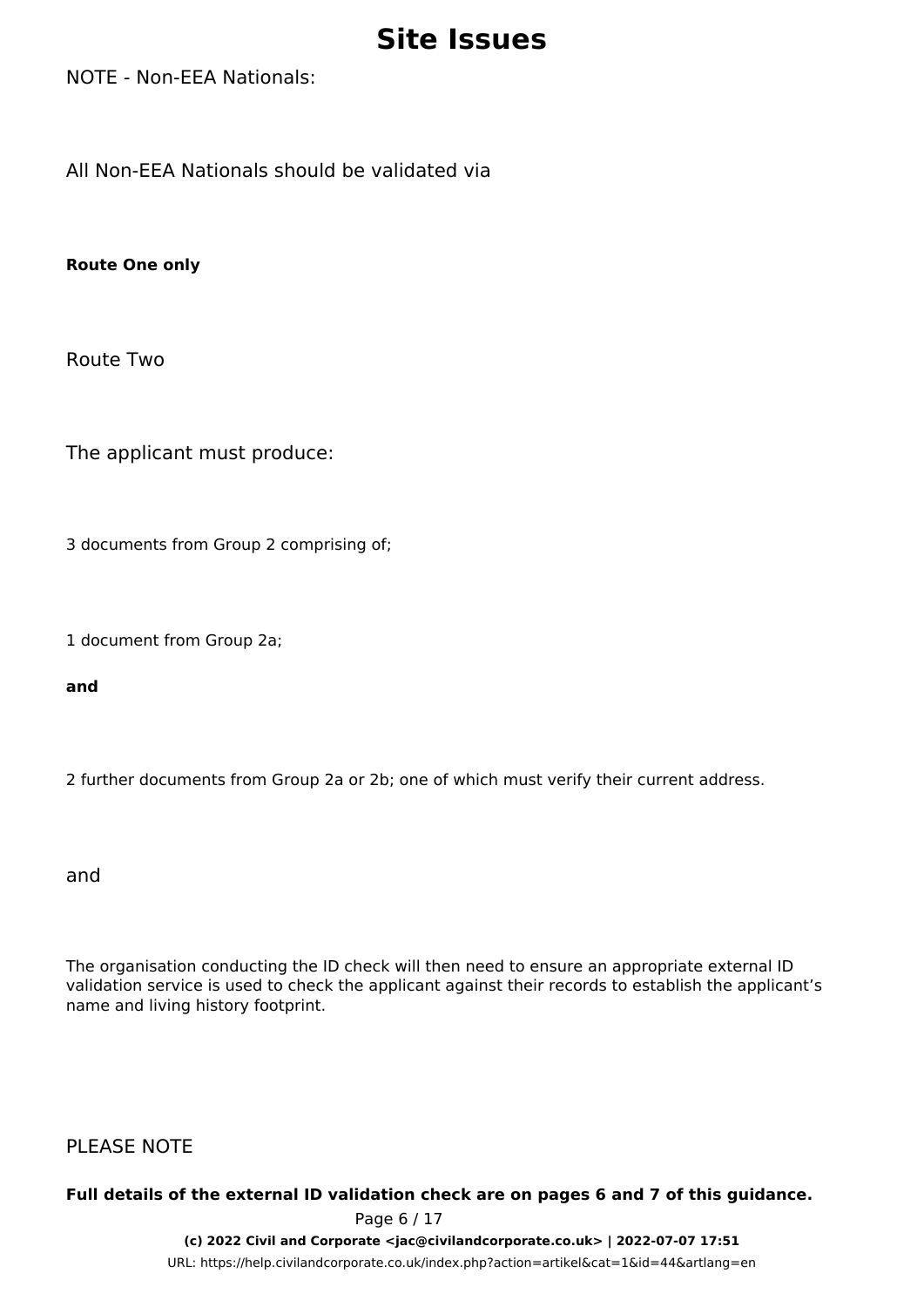# Site Issues

NOTE - Non-EEA Nationals:

All Non-EEA Nationals should be validated via

**Route One only**

Route Two

The applicant must produce:

3 documents from Group 2 comprising of;

1 document from Group 2a;

**and**

2 further documents from Group 2a or 2b; one of which must verify their current address.

and

The organisation conducting the ID check will then need to ensure an appropriate external ID validation service is used to check the applicant against their records to establish the applicant's name and living history footprint.

PLEASE NOTE

**Full details of the external ID validation check are on pages 6 and 7 of this guidance.**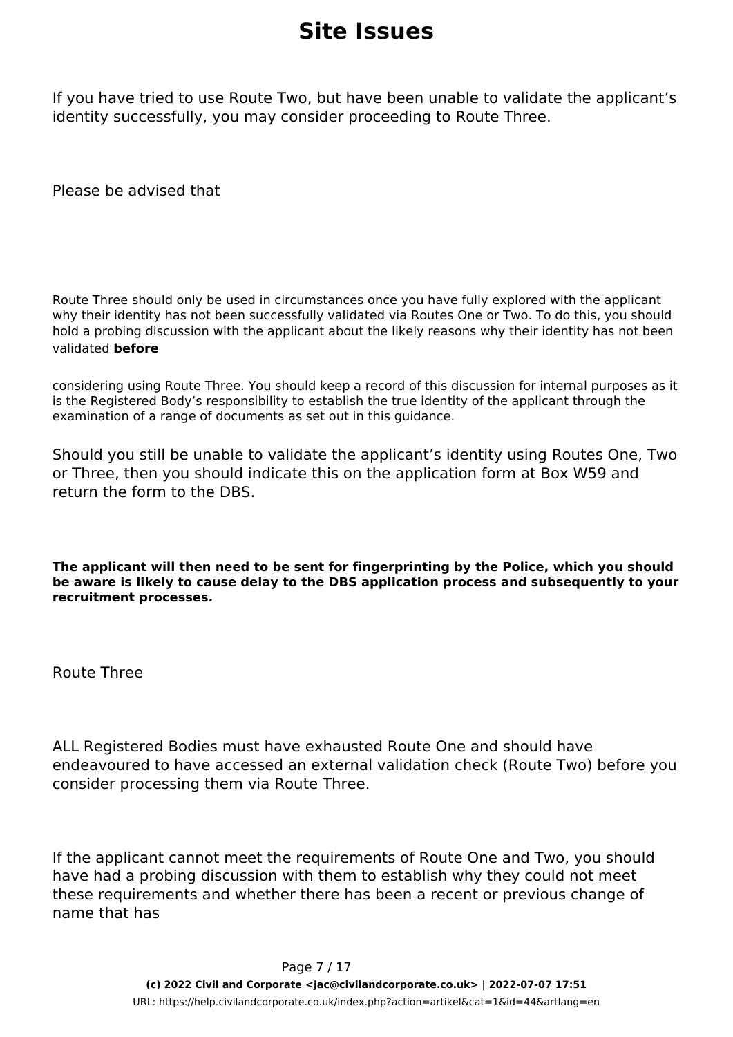# Site Issues

If you have tried to use Route Two, but have been unable to validate the applicant's identity successfully, you may consider proceeding to Route Three.

Please be advised that

Route Three should only be used in circumstances once you have fully explored with the applicant why their identity has not been successfully validated via Routes One or Two. To do this, you should hold a probing discussion with the applicant about the likely reasons why their identity has not been validated **before**

considering using Route Three. You should keep a record of this discussion for internal purposes as it is the Registered Body's responsibility to establish the true identity of the applicant through the examination of a range of documents as set out in this guidance.

Should you still be unable to validate the applicant's identity using Routes One, Two or Three, then you should indicate this on the application form at Box W59 and return the form to the DBS.

**The applicant will then need to be sent for fingerprinting by the Police, which you should be aware is likely to cause delay to the DBS application process and subsequently to your recruitment processes.**

Route Three

ALL Registered Bodies must have exhausted Route One and should have endeavoured to have accessed an external validation check (Route Two) before you consider processing them via Route Three.

If the applicant cannot meet the requirements of Route One and Two, you should have had a probing discussion with them to establish why they could not meet these requirements and whether there has been a recent or previous change of name that has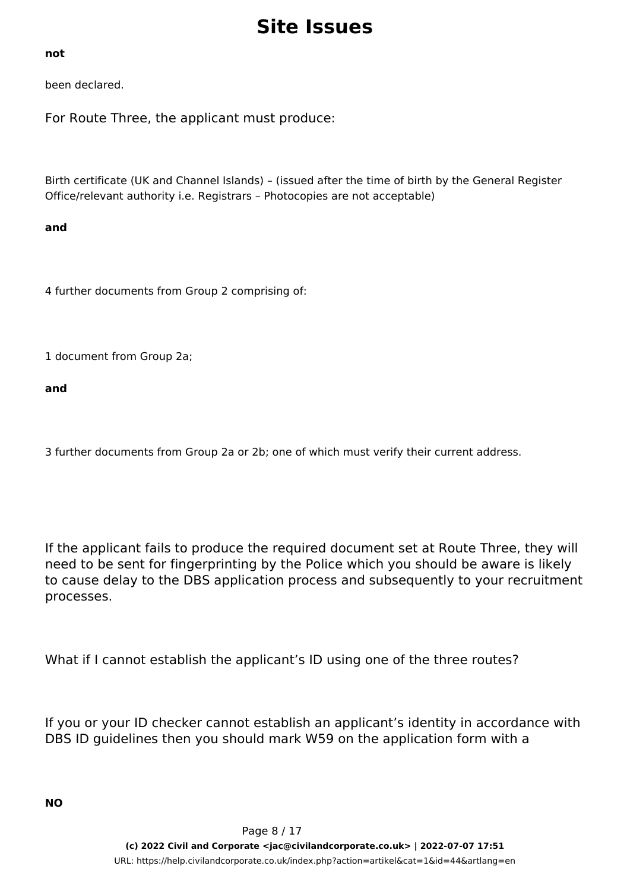**not**

been declared.

For Route Three, the applicant must produce:

Birth certificate (UK and Channel Islands) – (issued after the time of birth by the General Register Office/relevant authority i.e. Registrars – Photocopies are not acceptable)

**and**

4 further documents from Group 2 comprising of:

1 document from Group 2a;

**and**

3 further documents from Group 2a or 2b; one of which must verify their current address.

If the applicant fails to produce the required document set at Route Three, they will need to be sent for fingerprinting by the Police which you should be aware is likely to cause delay to the DBS application process and subsequently to your recruitment processes.

What if I cannot establish the applicant's ID using one of the three routes?

If you or your ID checker cannot establish an applicant's identity in accordance with DBS ID guidelines then you should mark W59 on the application form with a

**NO**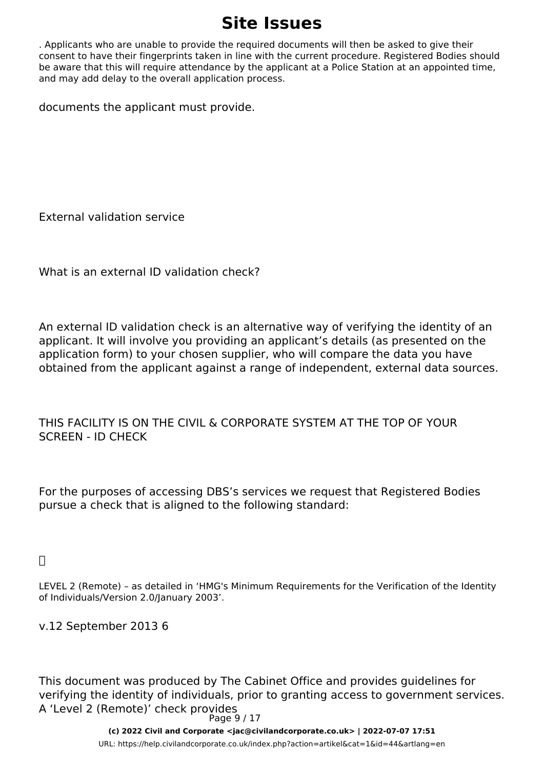. Applicants who are unable to provide the required documents will then be asked to give their consent to have their fingerprints taken in line with the current procedure. Registered Bodies should be aware that this will require attendance by the applicant at a Police Station at an appointed time, and may add delay to the overall application process.

documents the applicant must provide.

External validation service

What is an external ID validation check?

An external ID validation check is an alternative way of verifying the identity of an applicant. It will involve you providing an applicant's details (as presented on the application form) to your chosen supplier, who will compare the data you have obtained from the applicant against a range of independent, external data sources.

THIS FACILITY IS ON THE CIVIL & CORPORATE SYSTEM AT THE TOP OF YOUR SCREEN - ID CHECK

For the purposes of accessing DBS's services we request that Registered Bodies pursue a check that is aligned to the following standard:

- LEVEL 2 (Remote) – as detailed in 'HMG's Minimum Requirements for the Verification of the Identity of Individuals/Version 2.0/January 2003'.

v.12 September 2013 6

This document was produced by The Cabinet Office and provides guidelines for verifying the identity of individuals, prior to granting access to government services. A 'Level 2 (Remote)' check provides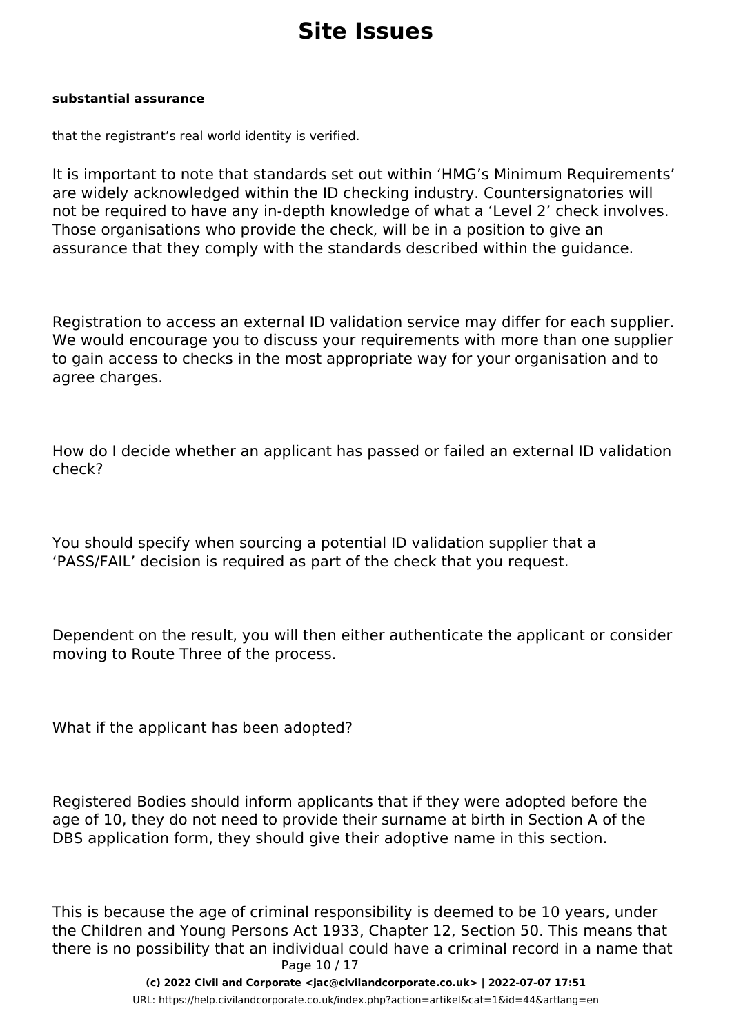**substantial assurance**

that the registrant's real world identity is verified.

It is important to note that standards set out within 'HMG's Minimum Requirements' are widely acknowledged within the ID checking industry. Countersignatories will not be required to have any in-depth knowledge of what a 'Level 2' check involves. Those organisations who provide the check, will be in a position to give an assurance that they comply with the standards described within the guidance.

Registration to access an external ID validation service may differ for each supplier. We would encourage you to discuss your requirements with more than one supplier to gain access to checks in the most appropriate way for your organisation and to agree charges.

How do I decide whether an applicant has passed or failed an external ID validation check?

You should specify when sourcing a potential ID validation supplier that a 'PASS/FAIL' decision is required as part of the check that you request.

Dependent on the result, you will then either authenticate the applicant or consider moving to Route Three of the process.

What if the applicant has been adopted?

Registered Bodies should inform applicants that if they were adopted before the age of 10, they do not need to provide their surname at birth in Section A of the DBS application form, they should give their adoptive name in this section.

This is because the age of criminal responsibility is deemed to be 10 years, under the Children and Young Persons Act 1933, Chapter 12, Section 50. This means that there is no possibility that an individual could have a criminal record in a name that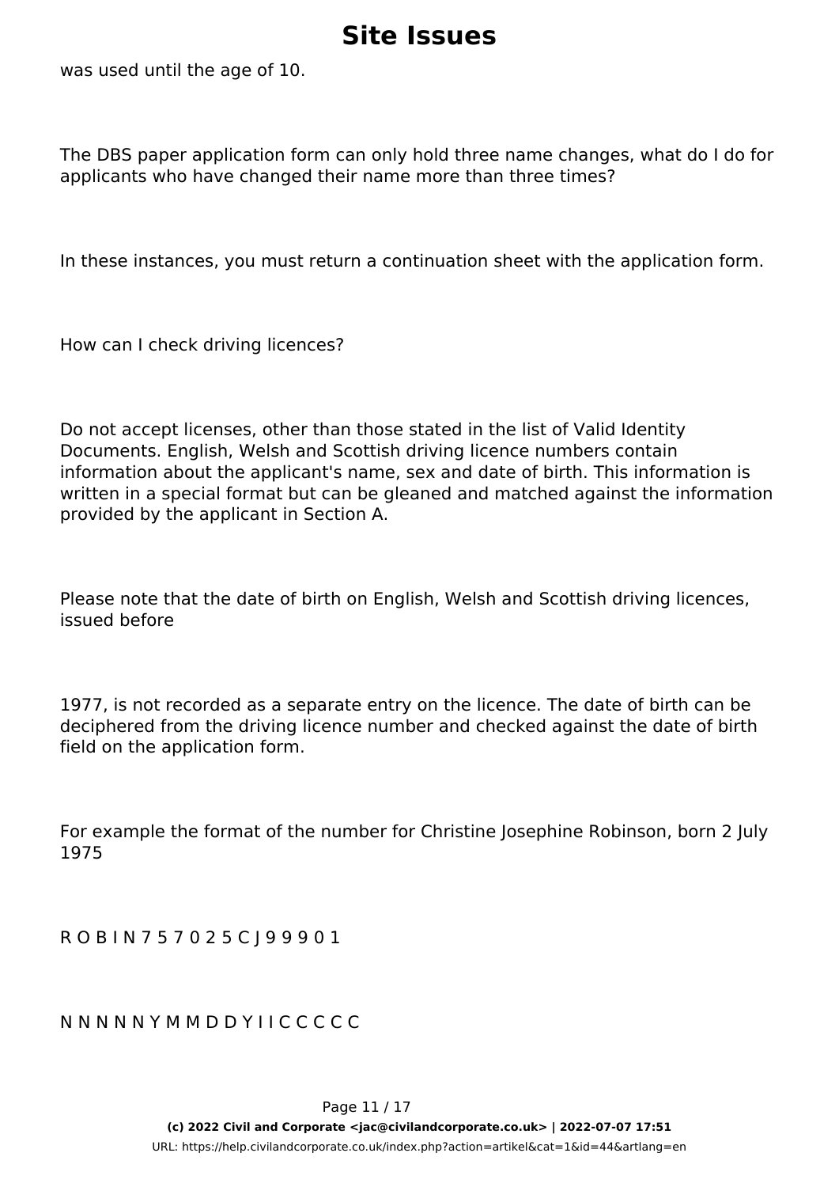was used until the age of 10.

The DBS paper application form can only hold three name changes, what do I do for applicants who have changed their name more than three times?

In these instances, you must return a continuation sheet with the application form.

How can I check driving licences?

Do not accept licenses, other than those stated in the list of Valid Identity Documents. English, Welsh and Scottish driving licence numbers contain information about the applicant's name, sex and date of birth. This information is written in a special format but can be gleaned and matched against the information provided by the applicant in Section A.

Please note that the date of birth on English, Welsh and Scottish driving licences, issued before

1977, is not recorded as a separate entry on the licence. The date of birth can be deciphered from the driving licence number and checked against the date of birth field on the application form.

For example the format of the number for Christine Josephine Robinson, born 2 July 1975

R O B I N 7 5 7 0 2 5 C J 9 9 9 0 1

N N N N N Y M M D D Y I I C C C C C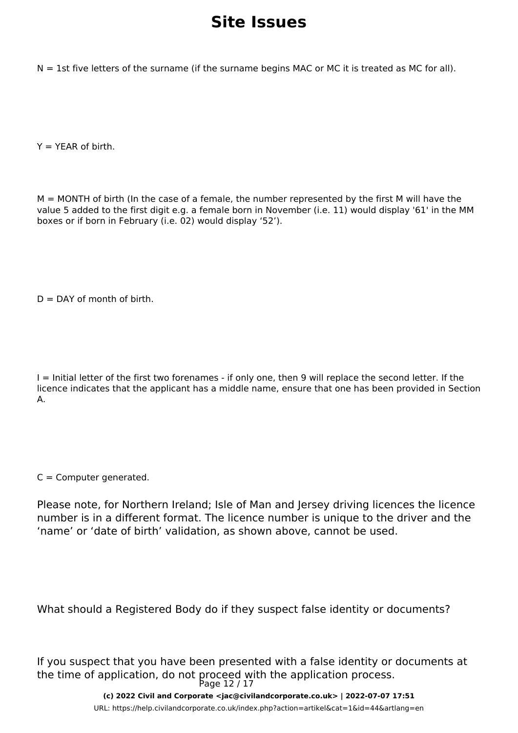N = 1st five letters of the surname (if the surname begins MAC or MC it is treated as MC for all).

Y = YEAR of birth.

M = MONTH of birth (In the case of a female, the number represented by the first M will have the value 5 added to the first digit e.g. a female born in November (i.e. 11) would display '61' in the MM boxes or if born in February (i.e. 02) would display ‘52’).

D = DAY of month of birth.

I = Initial letter of the first two forenames - if only one, then 9 will replace the second letter. If the licence indicates that the applicant has a middle name, ensure that one has been provided in Section A.

C = Computer generated.

Please note, for Northern Ireland; Isle of Man and Jersey driving licences the licence number is in a different format. The licence number is unique to the driver and the ‘name’ or ‘date of birth’ validation, as shown above, cannot be used.

What should a Registered Body do if they suspect false identity or documents?

If you suspect that you have been presented with a false identity or documents at the time of application, do not proceed with the application process.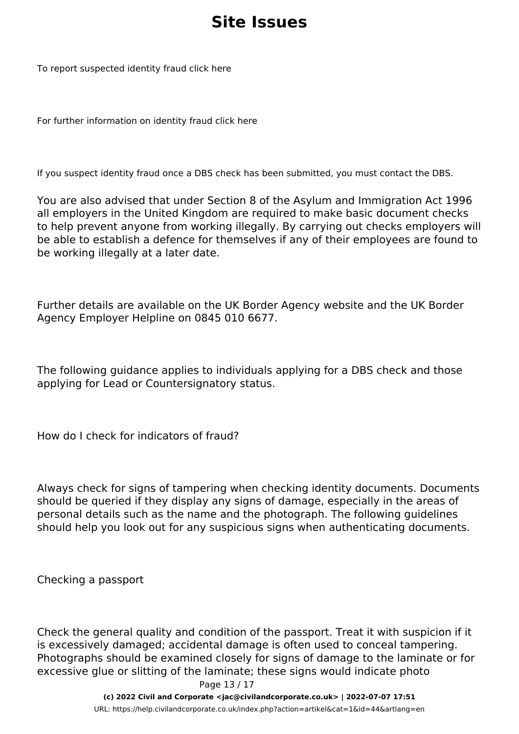# Site Issues

To report suspected identity fraud click here

For further information on identity fraud click here

If you suspect identity fraud once a DBS check has been submitted, you must contact the DBS.

You are also advised that under Section 8 of the Asylum and Immigration Act 1996 all employers in the United Kingdom are required to make basic document checks to help prevent anyone from working illegally. By carrying out checks employers will be able to establish a defence for themselves if any of their employees are found to be working illegally at a later date.

Further details are available on the UK Border Agency website and the UK Border Agency Employer Helpline on 0845 010 6677.

The following guidance applies to individuals applying for a DBS check and those applying for Lead or Countersignatory status.

How do I check for indicators of fraud?

Always check for signs of tampering when checking identity documents. Documents should be queried if they display any signs of damage, especially in the areas of personal details such as the name and the photograph. The following guidelines should help you look out for any suspicious signs when authenticating documents.

Checking a passport

Check the general quality and condition of the passport. Treat it with suspicion if it is excessively damaged; accidental damage is often used to conceal tampering. Photographs should be examined closely for signs of damage to the laminate or for excessive glue or slitting of the laminate; these signs would indicate photo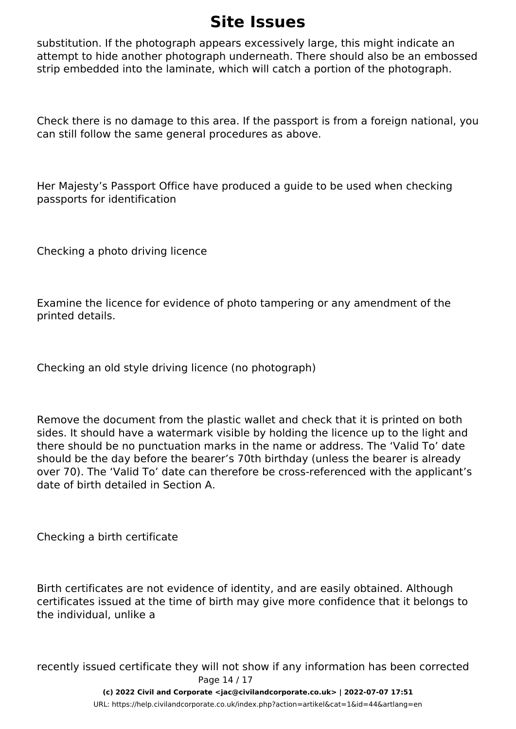substitution. If the photograph appears excessively large, this might indicate an attempt to hide another photograph underneath. There should also be an embossed strip embedded into the laminate, which will catch a portion of the photograph.

Check there is no damage to this area. If the passport is from a foreign national, you can still follow the same general procedures as above.

Her Majesty's Passport Office have produced a guide to be used when checking passports for identification

Checking a photo driving licence

Examine the licence for evidence of photo tampering or any amendment of the printed details.

Checking an old style driving licence (no photograph)

Remove the document from the plastic wallet and check that it is printed on both sides. It should have a watermark visible by holding the licence up to the light and there should be no punctuation marks in the name or address. The 'Valid To' date should be the day before the bearer's 70th birthday (unless the bearer is already over 70). The 'Valid To' date can therefore be cross-referenced with the applicant's date of birth detailed in Section A.

Checking a birth certificate

Birth certificates are not evidence of identity, and are easily obtained. Although certificates issued at the time of birth may give more confidence that it belongs to the individual, unlike a

recently issued certificate they will not show if any information has been corrected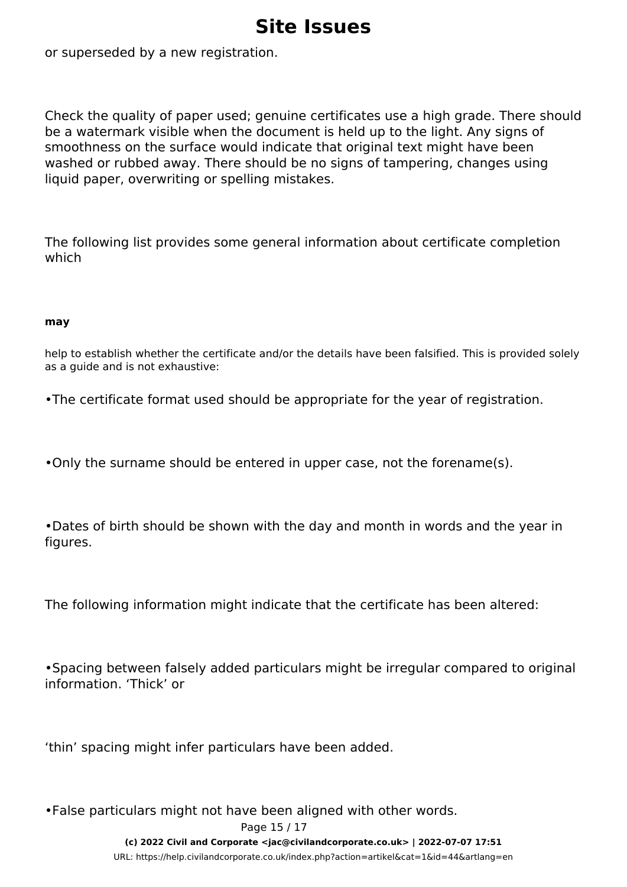or superseded by a new registration.

Check the quality of paper used; genuine certificates use a high grade. There should be a watermark visible when the document is held up to the light. Any signs of smoothness on the surface would indicate that original text might have been washed or rubbed away. There should be no signs of tampering, changes using liquid paper, overwriting or spelling mistakes.

The following list provides some general information about certificate completion which

**may**

help to establish whether the certificate and/or the details have been falsified. This is provided solely as a guide and is not exhaustive:

•The certificate format used should be appropriate for the year of registration.

•Only the surname should be entered in upper case, not the forename(s).

•Dates of birth should be shown with the day and month in words and the year in figures.

The following information might indicate that the certificate has been altered:

•Spacing between falsely added particulars might be irregular compared to original information. ‘Thick’ or

‘thin’ spacing might infer particulars have been added.

•False particulars might not have been aligned with other words.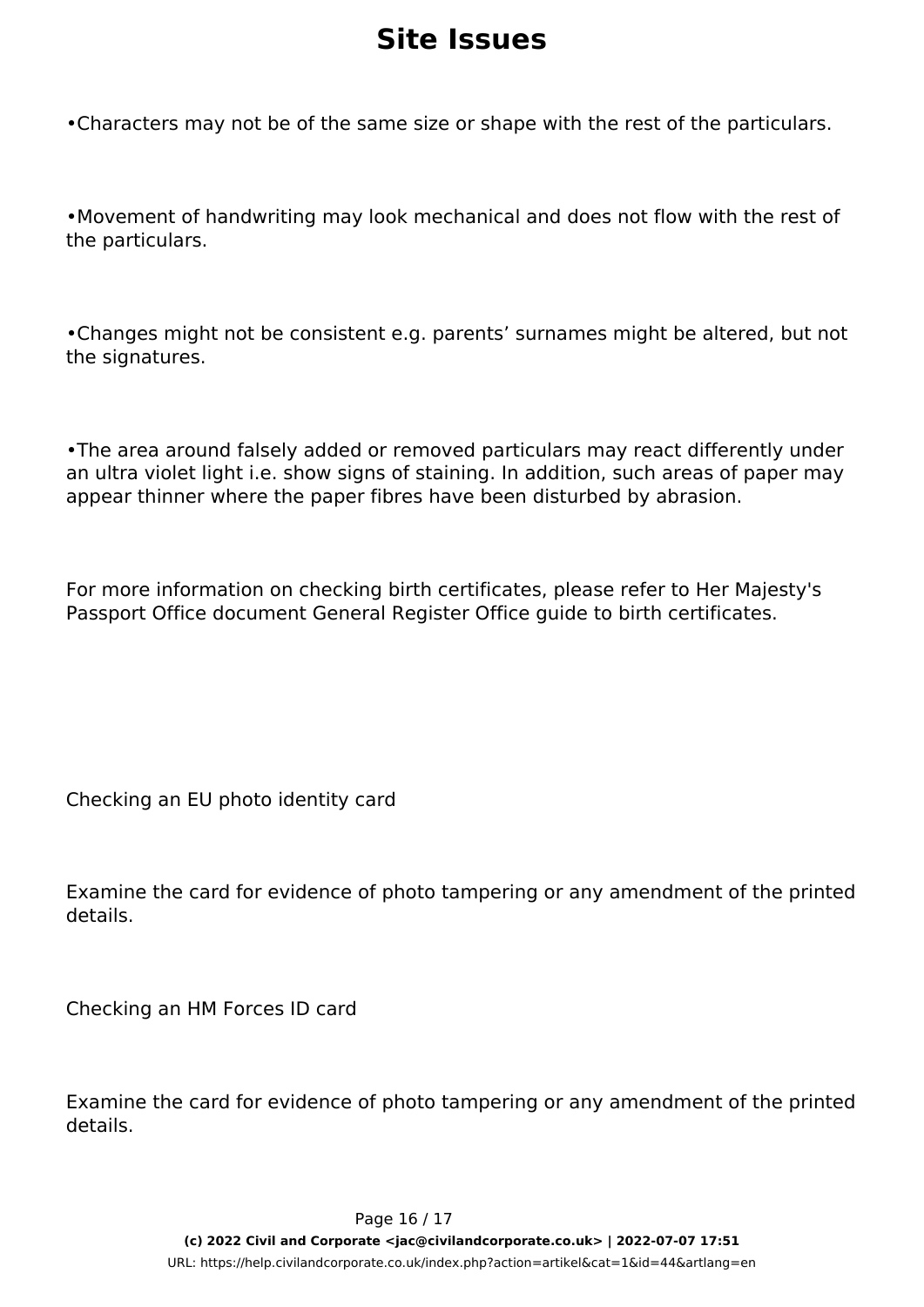- Characters may not be of the same size or shape with the rest of the particulars.

- Movement of handwriting may look mechanical and does not flow with the rest of the particulars.

- Changes might not be consistent e.g. parents' surnames might be altered, but not the signatures.

- The area around falsely added or removed particulars may react differently under an ultra violet light i.e. show signs of staining. In addition, such areas of paper may appear thinner where the paper fibres have been disturbed by abrasion.

For more information on checking birth certificates, please refer to Her Majesty's Passport Office document General Register Office guide to birth certificates.

Checking an EU photo identity card

Examine the card for evidence of photo tampering or any amendment of the printed details.

Checking an HM Forces ID card

Examine the card for evidence of photo tampering or any amendment of the printed details.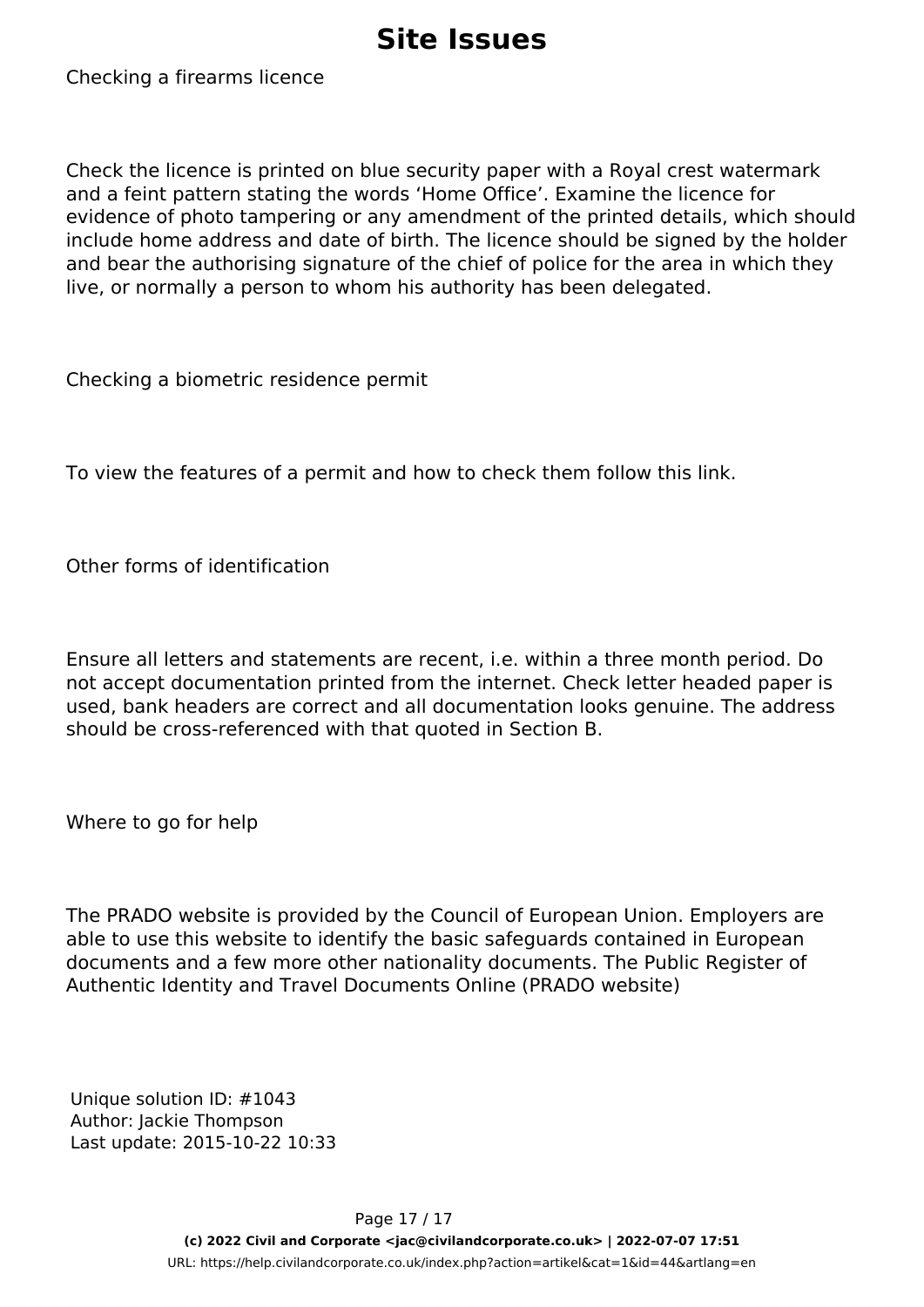Checking a firearms licence

Check the licence is printed on blue security paper with a Royal crest watermark and a feint pattern stating the words ‘Home Office’. Examine the licence for evidence of photo tampering or any amendment of the printed details, which should include home address and date of birth. The licence should be signed by the holder and bear the authorising signature of the chief of police for the area in which they live, or normally a person to whom his authority has been delegated.

Checking a biometric residence permit

To view the features of a permit and how to check them follow this link.

Other forms of identification

Ensure all letters and statements are recent, i.e. within a three month period. Do not accept documentation printed from the internet. Check letter headed paper is used, bank headers are correct and all documentation looks genuine. The address should be cross-referenced with that quoted in Section B.

Where to go for help

The PRADO website is provided by the Council of European Union. Employers are able to use this website to identify the basic safeguards contained in European documents and a few more other nationality documents. The Public Register of Authentic Identity and Travel Documents Online (PRADO website)

Unique solution ID: #1043
Author: Jackie Thompson
Last update: 2015-10-22 10:33